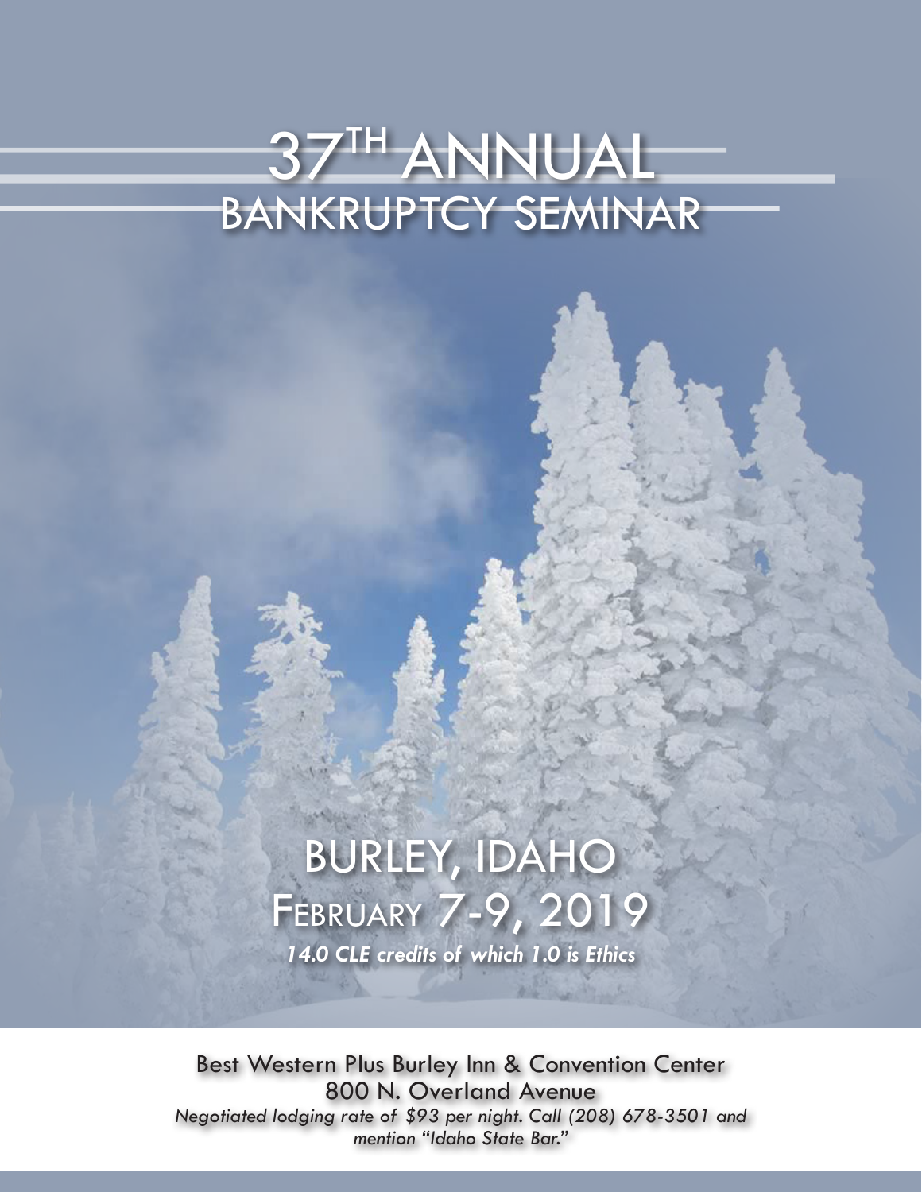# 37TH ANNUAL BANKRUPTCY SEMINAR

## BURLEY, IDAHO

## FEBRUARY 7-9, 2019

***14.0 CLE credits of which 1.0 is Ethics***

Best Western Plus Burley Inn & Convention Center
800 N. Overland Avenue

*Negotiated lodging rate of $93 per night. Call (208) 678-3501 and mention "Idaho State Bar."*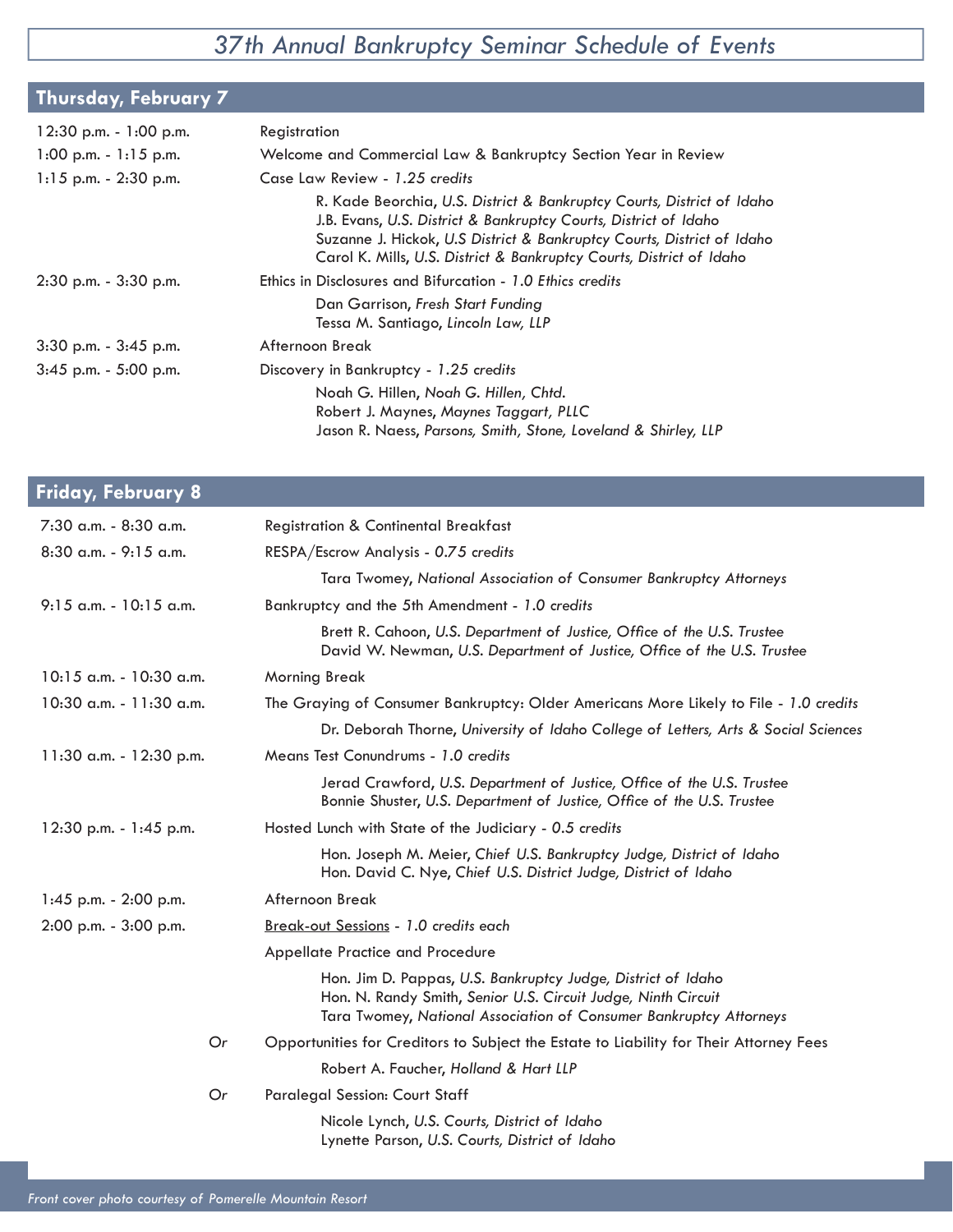# *37th Annual Bankruptcy Seminar Schedule of Events*

## Thursday, February 7

12:30 p.m. - 1:00 p.m. — Registration

1:00 p.m. - 1:15 p.m. — Welcome and Commercial Law & Bankruptcy Section Year in Review

1:15 p.m. - 2:30 p.m. — Case Law Review - *1.25 credits*

- R. Kade Beorchia, *U.S. District & Bankruptcy Courts, District of Idaho*
- J.B. Evans, *U.S. District & Bankruptcy Courts, District of Idaho*
- Suzanne J. Hickok, *U.S District & Bankruptcy Courts, District of Idaho*
- Carol K. Mills, *U.S. District & Bankruptcy Courts, District of Idaho*

2:30 p.m. - 3:30 p.m. — Ethics in Disclosures and Bifurcation - *1.0 Ethics credits*

- Dan Garrison, *Fresh Start Funding*
- Tessa M. Santiago, *Lincoln Law, LLP*

3:30 p.m. - 3:45 p.m. — Afternoon Break

3:45 p.m. - 5:00 p.m. — Discovery in Bankruptcy - *1.25 credits*

- Noah G. Hillen, *Noah G. Hillen, Chtd.*
- Robert J. Maynes, *Maynes Taggart, PLLC*
- Jason R. Naess, *Parsons, Smith, Stone, Loveland & Shirley, LLP*

## Friday, February 8

7:30 a.m. - 8:30 a.m. — Registration & Continental Breakfast

8:30 a.m. - 9:15 a.m. — RESPA/Escrow Analysis - *0.75 credits*

- Tara Twomey, *National Association of Consumer Bankruptcy Attorneys*

9:15 a.m. - 10:15 a.m. — Bankruptcy and the 5th Amendment - *1.0 credits*

- Brett R. Cahoon, *U.S. Department of Justice, Office of the U.S. Trustee*
- David W. Newman, *U.S. Department of Justice, Office of the U.S. Trustee*

10:15 a.m. - 10:30 a.m. — Morning Break

10:30 a.m. - 11:30 a.m. — The Graying of Consumer Bankruptcy: Older Americans More Likely to File - *1.0 credits*

- Dr. Deborah Thorne, *University of Idaho College of Letters, Arts & Social Sciences*

11:30 a.m. - 12:30 p.m. — Means Test Conundrums - *1.0 credits*

- Jerad Crawford, *U.S. Department of Justice, Office of the U.S. Trustee*
- Bonnie Shuster, *U.S. Department of Justice, Office of the U.S. Trustee*

12:30 p.m. - 1:45 p.m. — Hosted Lunch with State of the Judiciary - *0.5 credits*

- Hon. Joseph M. Meier, *Chief U.S. Bankruptcy Judge, District of Idaho*
- Hon. David C. Nye, *Chief U.S. District Judge, District of Idaho*

1:45 p.m. - 2:00 p.m. — Afternoon Break

2:00 p.m. - 3:00 p.m. — <u>Break-out Sessions</u> - *1.0 credits each*

Appellate Practice and Procedure

- Hon. Jim D. Pappas, *U.S. Bankruptcy Judge, District of Idaho*
- Hon. N. Randy Smith, *Senior U.S. Circuit Judge, Ninth Circuit*
- Tara Twomey, *National Association of Consumer Bankruptcy Attorneys*

*Or* Opportunities for Creditors to Subject the Estate to Liability for Their Attorney Fees

- Robert A. Faucher, *Holland & Hart LLP*

*Or* Paralegal Session: Court Staff

- Nicole Lynch, *U.S. Courts, District of Idaho*
- Lynette Parson, *U.S. Courts, District of Idaho*

*Front cover photo courtesy of Pomerelle Mountain Resort*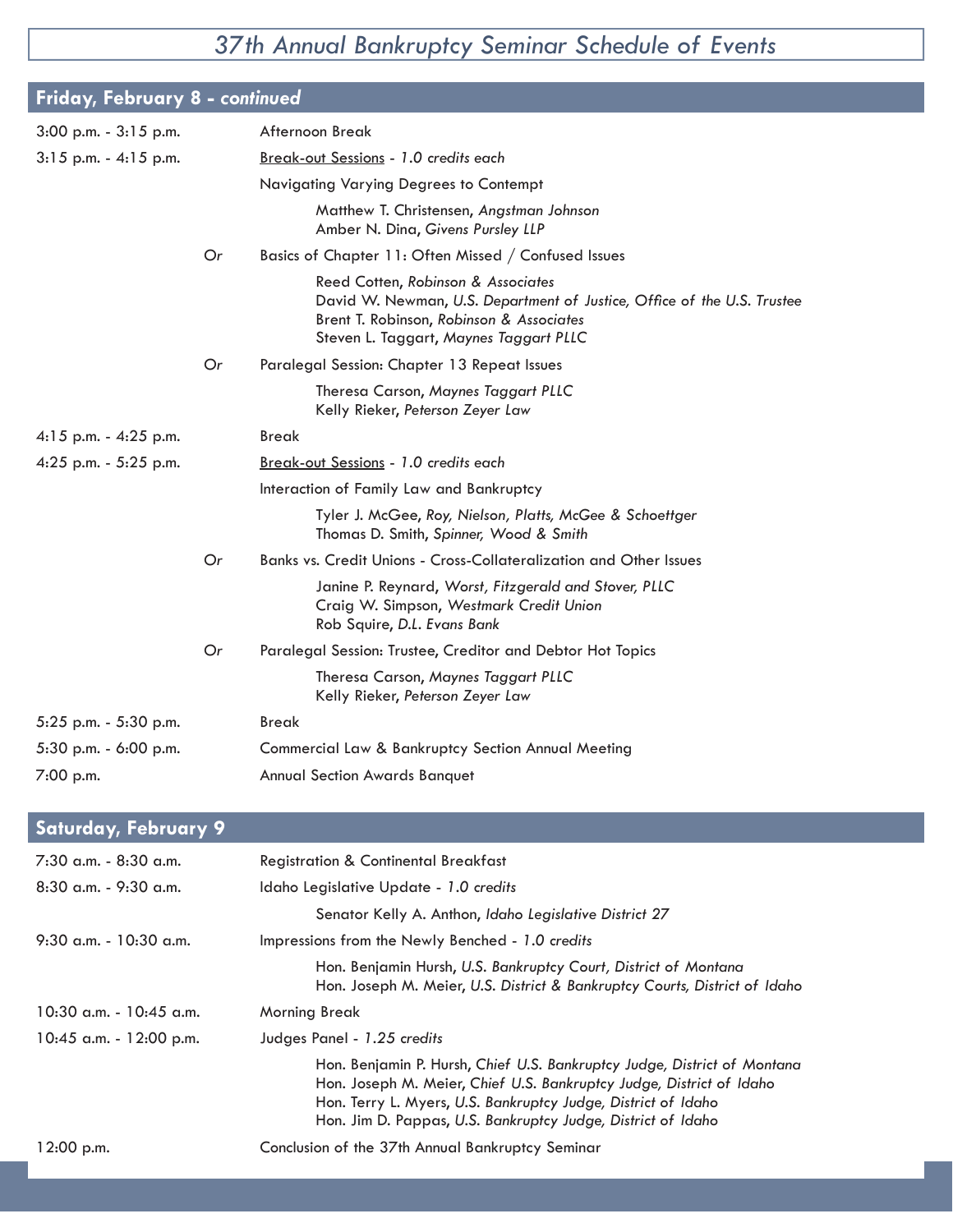# *37th Annual Bankruptcy Seminar Schedule of Events*

## Friday, February 8 - *continued*

**3:00 p.m. - 3:15 p.m.** Afternoon Break

**3:15 p.m. - 4:15 p.m.** Break-out Sessions - *1.0 credits each*

Navigating Varying Degrees to Contempt

- Matthew T. Christensen, *Angstman Johnson*
- Amber N. Dina, *Givens Pursley LLP*

*Or* Basics of Chapter 11: Often Missed / Confused Issues

- Reed Cotten, *Robinson & Associates*
- David W. Newman, *U.S. Department of Justice, Office of the U.S. Trustee*
- Brent T. Robinson, *Robinson & Associates*
- Steven L. Taggart, *Maynes Taggart PLLC*

*Or* Paralegal Session: Chapter 13 Repeat Issues

- Theresa Carson, *Maynes Taggart PLLC*
- Kelly Rieker, *Peterson Zeyer Law*

**4:15 p.m. - 4:25 p.m.** Break

**4:25 p.m. - 5:25 p.m.** Break-out Sessions - *1.0 credits each*

Interaction of Family Law and Bankruptcy

- Tyler J. McGee, *Roy, Nielson, Platts, McGee & Schoettger*
- Thomas D. Smith, *Spinner, Wood & Smith*

*Or* Banks vs. Credit Unions - Cross-Collateralization and Other Issues

- Janine P. Reynard, *Worst, Fitzgerald and Stover, PLLC*
- Craig W. Simpson, *Westmark Credit Union*
- Rob Squire, *D.L. Evans Bank*

*Or* Paralegal Session: Trustee, Creditor and Debtor Hot Topics

- Theresa Carson, *Maynes Taggart PLLC*
- Kelly Rieker, *Peterson Zeyer Law*

**5:25 p.m. - 5:30 p.m.** Break

**5:30 p.m. - 6:00 p.m.** Commercial Law & Bankruptcy Section Annual Meeting

**7:00 p.m.** Annual Section Awards Banquet

## Saturday, February 9

**7:30 a.m. - 8:30 a.m.** Registration & Continental Breakfast

**8:30 a.m. - 9:30 a.m.** Idaho Legislative Update - *1.0 credits*

- Senator Kelly A. Anthon, *Idaho Legislative District 27*

**9:30 a.m. - 10:30 a.m.** Impressions from the Newly Benched - *1.0 credits*

- Hon. Benjamin Hursh, *U.S. Bankruptcy Court, District of Montana*
- Hon. Joseph M. Meier, *U.S. District & Bankruptcy Courts, District of Idaho*

**10:30 a.m. - 10:45 a.m.** Morning Break

**10:45 a.m. - 12:00 p.m.** Judges Panel - *1.25 credits*

- Hon. Benjamin P. Hursh, *Chief U.S. Bankruptcy Judge, District of Montana*
- Hon. Joseph M. Meier, *Chief U.S. Bankruptcy Judge, District of Idaho*
- Hon. Terry L. Myers, *U.S. Bankruptcy Judge, District of Idaho*
- Hon. Jim D. Pappas, *U.S. Bankruptcy Judge, District of Idaho*

**12:00 p.m.** Conclusion of the 37th Annual Bankruptcy Seminar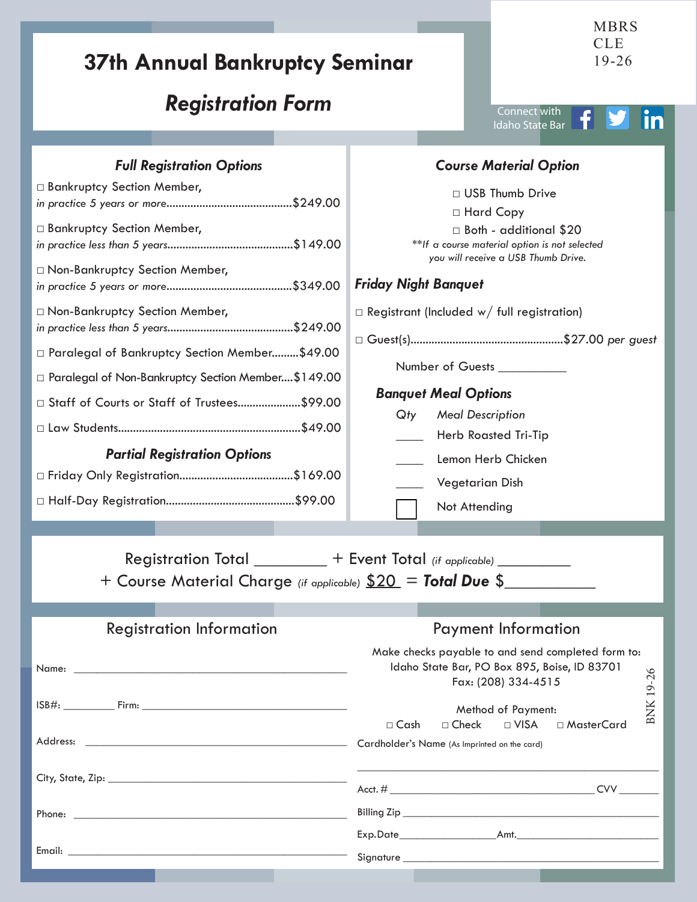MBRS
CLE
19-26

# 37th Annual Bankruptcy Seminar

## *Registration Form*

Connect with Idaho State Bar

### *Full Registration Options*

□ Bankruptcy Section Member,
*in practice 5 years or more*..........................................$249.00

□ Bankruptcy Section Member,
*in practice less than 5 years*..........................................$149.00

□ Non-Bankruptcy Section Member,
*in practice 5 years or more*..........................................$349.00

□ Non-Bankruptcy Section Member,
*in practice less than 5 years*..........................................$249.00

□ Paralegal of Bankruptcy Section Member.........$49.00

□ Paralegal of Non-Bankruptcy Section Member....$149.00

□ Staff of Courts or Staff of Trustees....................$99.00

□ Law Students............................................................$49.00

### *Partial Registration Options*

□ Friday Only Registration.....................................$169.00

□ Half-Day Registration..........................................$99.00

### *Course Material Option*

□ USB Thumb Drive

□ Hard Copy

□ Both - additional $20

*\*\*If a course material option is not selected you will receive a USB Thumb Drive.*

### *Friday Night Banquet*

□ Registrant (Included w/ full registration)

□ Guest(s)..................................................$27.00 *per guest*

Number of Guests __________

### *Banquet Meal Options*

| *Qty* | *Meal Description* |
|---|---|
| ____ | Herb Roasted Tri-Tip |
| ____ | Lemon Herb Chicken |
| ____ | Vegetarian Dish |
| □ | Not Attending |

Registration Total ________ + Event Total *(if applicable)* _________
+ Course Material Charge *(if applicable)* $20 = ***Total Due*** $__________

## Registration Information

Name: ____________________________________________

ISB#: _________ Firm: ______________________________

Address: __________________________________________

City, State, Zip: ____________________________________

Phone: ___________________________________________

Email: ____________________________________________

## Payment Information

Make checks payable to and send completed form to:
Idaho State Bar, PO Box 895, Boise, ID 83701
Fax: (208) 334-4515

Method of Payment:
□ Cash □ Check □ VISA □ MasterCard

Cardholder's Name (As Imprinted on the card)

__________________________________________________

Acct. # ________________________________ CVV _______

Billing Zip _______________________________________

Exp.Date________________ Amt.____________________

Signature ________________________________________

BNK 19-26